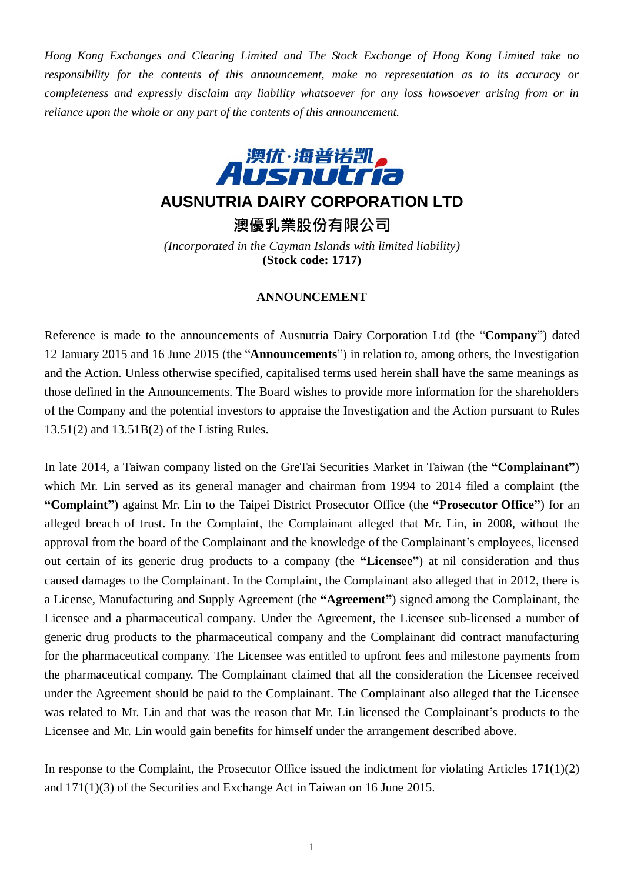*Hong Kong Exchanges and Clearing Limited and The Stock Exchange of Hong Kong Limited take no responsibility for the contents of this announcement, make no representation as to its accuracy or completeness and expressly disclaim any liability whatsoever for any loss howsoever arising from or in reliance upon the whole or any part of the contents of this announcement.*

澳优·海普诺凯
Ausnutria

# AUSNUTRIA DAIRY CORPORATION LTD

# 澳優乳業股份有限公司

*(Incorporated in the Cayman Islands with limited liability)*
**(Stock code: 1717)**

## ANNOUNCEMENT

Reference is made to the announcements of Ausnutria Dairy Corporation Ltd (the "**Company**") dated 12 January 2015 and 16 June 2015 (the "**Announcements**") in relation to, among others, the Investigation and the Action. Unless otherwise specified, capitalised terms used herein shall have the same meanings as those defined in the Announcements. The Board wishes to provide more information for the shareholders of the Company and the potential investors to appraise the Investigation and the Action pursuant to Rules 13.51(2) and 13.51B(2) of the Listing Rules.

In late 2014, a Taiwan company listed on the GreTai Securities Market in Taiwan (the **"Complainant"**) which Mr. Lin served as its general manager and chairman from 1994 to 2014 filed a complaint (the **"Complaint"**) against Mr. Lin to the Taipei District Prosecutor Office (the **"Prosecutor Office"**) for an alleged breach of trust. In the Complaint, the Complainant alleged that Mr. Lin, in 2008, without the approval from the board of the Complainant and the knowledge of the Complainant's employees, licensed out certain of its generic drug products to a company (the **"Licensee"**) at nil consideration and thus caused damages to the Complainant. In the Complaint, the Complainant also alleged that in 2012, there is a License, Manufacturing and Supply Agreement (the **"Agreement"**) signed among the Complainant, the Licensee and a pharmaceutical company. Under the Agreement, the Licensee sub-licensed a number of generic drug products to the pharmaceutical company and the Complainant did contract manufacturing for the pharmaceutical company. The Licensee was entitled to upfront fees and milestone payments from the pharmaceutical company. The Complainant claimed that all the consideration the Licensee received under the Agreement should be paid to the Complainant. The Complainant also alleged that the Licensee was related to Mr. Lin and that was the reason that Mr. Lin licensed the Complainant's products to the Licensee and Mr. Lin would gain benefits for himself under the arrangement described above.

In response to the Complaint, the Prosecutor Office issued the indictment for violating Articles 171(1)(2) and 171(1)(3) of the Securities and Exchange Act in Taiwan on 16 June 2015.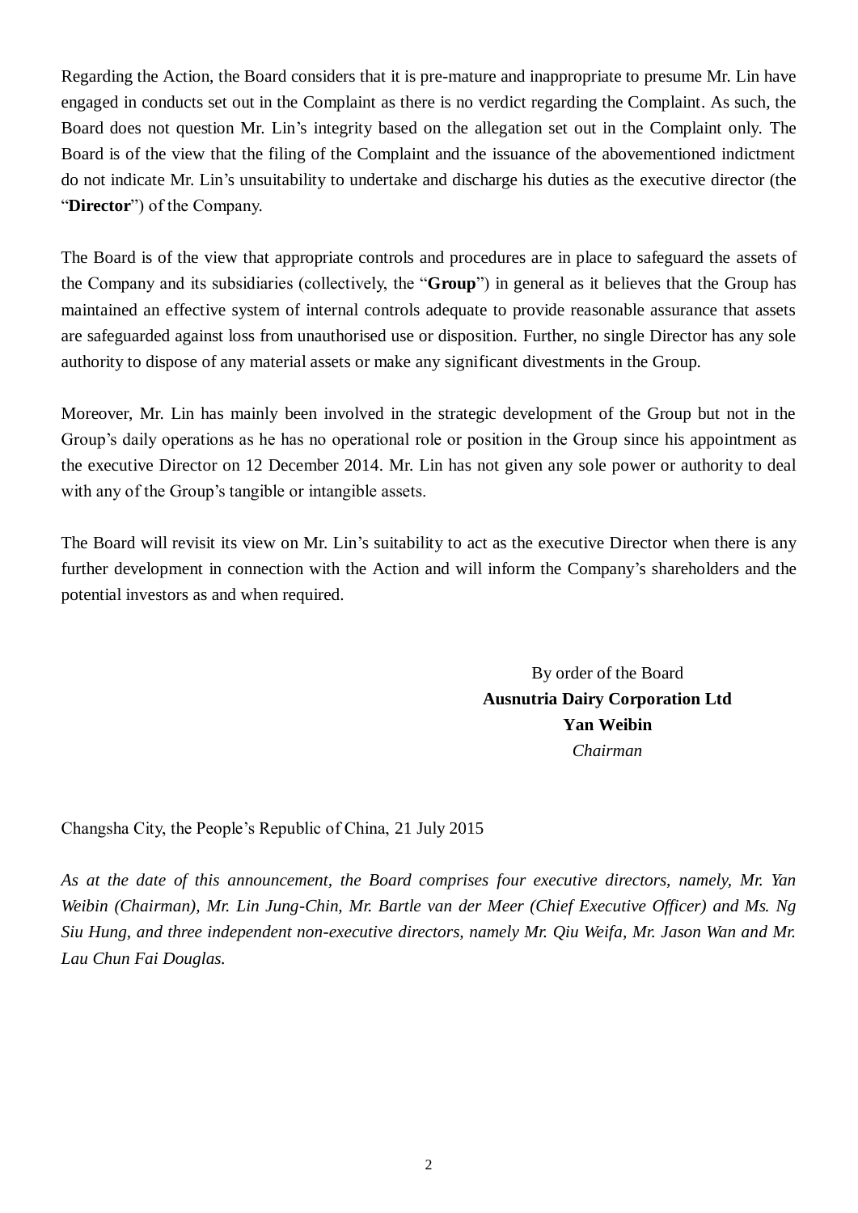Regarding the Action, the Board considers that it is pre-mature and inappropriate to presume Mr. Lin have engaged in conducts set out in the Complaint as there is no verdict regarding the Complaint. As such, the Board does not question Mr. Lin's integrity based on the allegation set out in the Complaint only. The Board is of the view that the filing of the Complaint and the issuance of the abovementioned indictment do not indicate Mr. Lin's unsuitability to undertake and discharge his duties as the executive director (the "**Director**") of the Company.

The Board is of the view that appropriate controls and procedures are in place to safeguard the assets of the Company and its subsidiaries (collectively, the "**Group**") in general as it believes that the Group has maintained an effective system of internal controls adequate to provide reasonable assurance that assets are safeguarded against loss from unauthorised use or disposition. Further, no single Director has any sole authority to dispose of any material assets or make any significant divestments in the Group.

Moreover, Mr. Lin has mainly been involved in the strategic development of the Group but not in the Group's daily operations as he has no operational role or position in the Group since his appointment as the executive Director on 12 December 2014. Mr. Lin has not given any sole power or authority to deal with any of the Group's tangible or intangible assets.

The Board will revisit its view on Mr. Lin's suitability to act as the executive Director when there is any further development in connection with the Action and will inform the Company's shareholders and the potential investors as and when required.

By order of the Board
**Ausnutria Dairy Corporation Ltd**
**Yan Weibin**
*Chairman*

Changsha City, the People's Republic of China, 21 July 2015

*As at the date of this announcement, the Board comprises four executive directors, namely, Mr. Yan Weibin (Chairman), Mr. Lin Jung-Chin, Mr. Bartle van der Meer (Chief Executive Officer) and Ms. Ng Siu Hung, and three independent non-executive directors, namely Mr. Qiu Weifa, Mr. Jason Wan and Mr. Lau Chun Fai Douglas.*